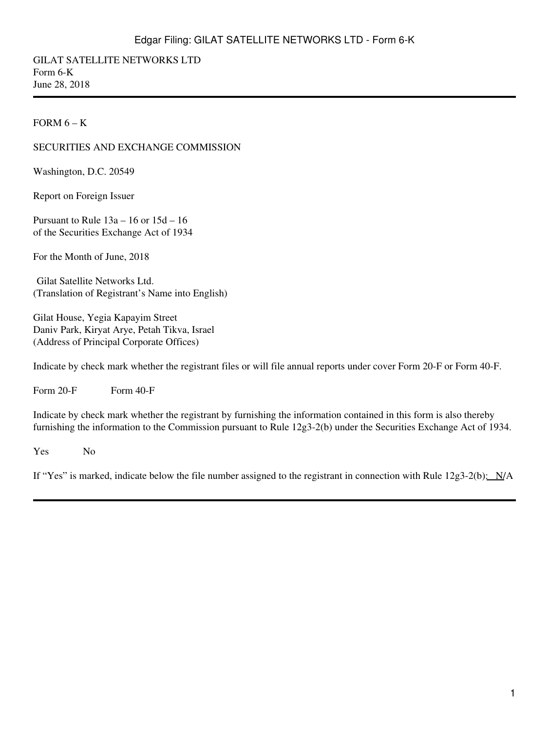GILAT SATELLITE NETWORKS LTD
Form 6-K
June 28, 2018

---

FORM 6 – K

SECURITIES AND EXCHANGE COMMISSION

Washington, D.C. 20549

Report on Foreign Issuer

Pursuant to Rule 13a – 16 or 15d – 16
of the Securities Exchange Act of 1934

For the Month of June, 2018

Gilat Satellite Networks Ltd.
(Translation of Registrant's Name into English)

Gilat House, Yegia Kapayim Street
Daniv Park, Kiryat Arye, Petah Tikva, Israel
(Address of Principal Corporate Offices)

Indicate by check mark whether the registrant files or will file annual reports under cover Form 20-F or Form 40-F.

Form 20-F Form 40-F

Indicate by check mark whether the registrant by furnishing the information contained in this form is also thereby furnishing the information to the Commission pursuant to Rule 12g3-2(b) under the Securities Exchange Act of 1934.

Yes No

If "Yes" is marked, indicate below the file number assigned to the registrant in connection with Rule 12g3-2(b): N/A

---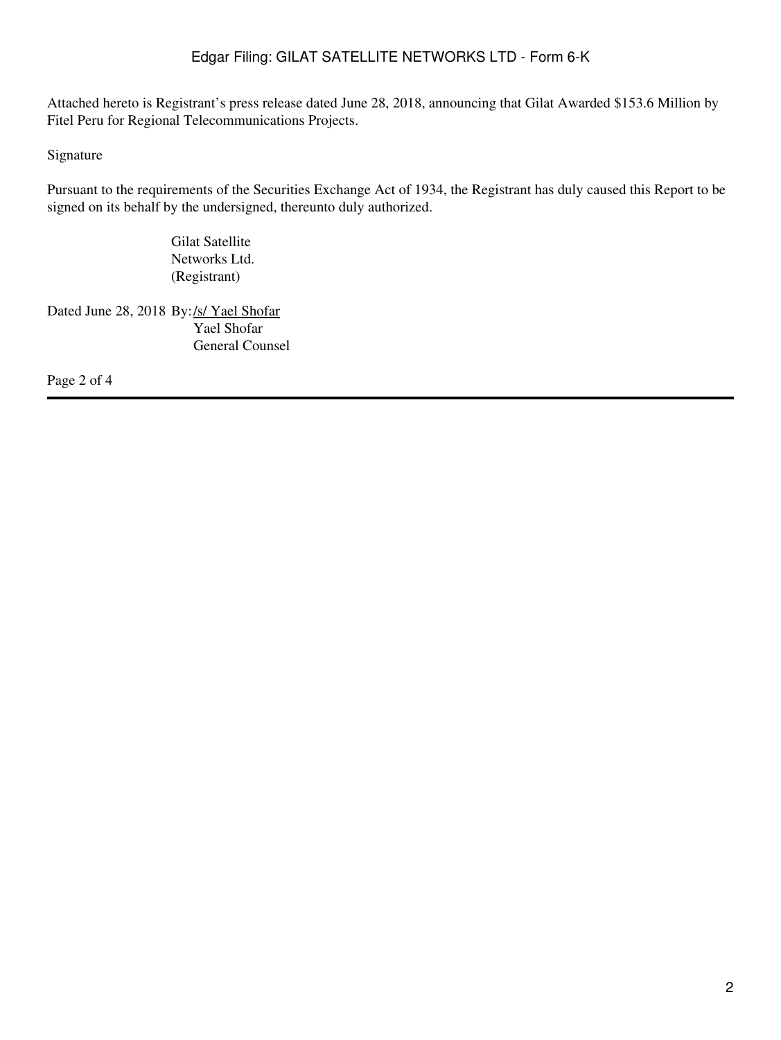Attached hereto is Registrant's press release dated June 28, 2018, announcing that Gilat Awarded $153.6 Million by Fitel Peru for Regional Telecommunications Projects.

Signature

Pursuant to the requirements of the Securities Exchange Act of 1934, the Registrant has duly caused this Report to be signed on its behalf by the undersigned, thereunto duly authorized.

Gilat Satellite Networks Ltd.
(Registrant)

Dated June 28, 2018 By: /s/ Yael Shofar
Yael Shofar
General Counsel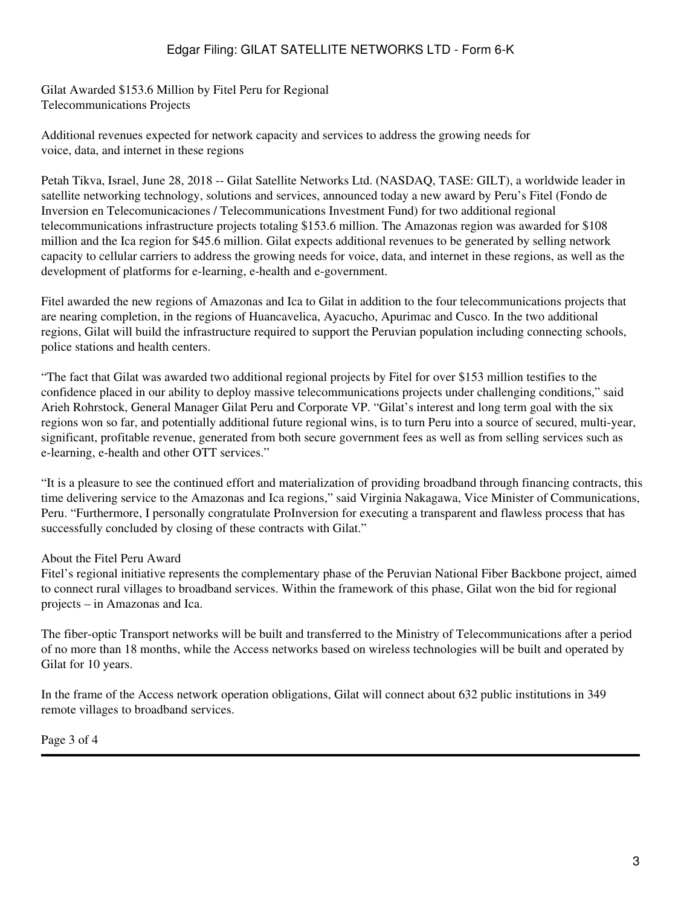# Gilat Awarded $153.6 Million by Fitel Peru for Regional Telecommunications Projects

Additional revenues expected for network capacity and services to address the growing needs for voice, data, and internet in these regions

Petah Tikva, Israel, June 28, 2018 -- Gilat Satellite Networks Ltd. (NASDAQ, TASE: GILT), a worldwide leader in satellite networking technology, solutions and services, announced today a new award by Peru's Fitel (Fondo de Inversion en Telecomunicaciones / Telecommunications Investment Fund) for two additional regional telecommunications infrastructure projects totaling $153.6 million. The Amazonas region was awarded for $108 million and the Ica region for $45.6 million. Gilat expects additional revenues to be generated by selling network capacity to cellular carriers to address the growing needs for voice, data, and internet in these regions, as well as the development of platforms for e-learning, e-health and e-government.

Fitel awarded the new regions of Amazonas and Ica to Gilat in addition to the four telecommunications projects that are nearing completion, in the regions of Huancavelica, Ayacucho, Apurimac and Cusco. In the two additional regions, Gilat will build the infrastructure required to support the Peruvian population including connecting schools, police stations and health centers.

"The fact that Gilat was awarded two additional regional projects by Fitel for over $153 million testifies to the confidence placed in our ability to deploy massive telecommunications projects under challenging conditions," said Arieh Rohrstock, General Manager Gilat Peru and Corporate VP. "Gilat's interest and long term goal with the six regions won so far, and potentially additional future regional wins, is to turn Peru into a source of secured, multi-year, significant, profitable revenue, generated from both secure government fees as well as from selling services such as e-learning, e-health and other OTT services."

"It is a pleasure to see the continued effort and materialization of providing broadband through financing contracts, this time delivering service to the Amazonas and Ica regions," said Virginia Nakagawa, Vice Minister of Communications, Peru. "Furthermore, I personally congratulate ProInversion for executing a transparent and flawless process that has successfully concluded by closing of these contracts with Gilat."

## About the Fitel Peru Award

Fitel's regional initiative represents the complementary phase of the Peruvian National Fiber Backbone project, aimed to connect rural villages to broadband services. Within the framework of this phase, Gilat won the bid for regional projects – in Amazonas and Ica.

The fiber-optic Transport networks will be built and transferred to the Ministry of Telecommunications after a period of no more than 18 months, while the Access networks based on wireless technologies will be built and operated by Gilat for 10 years.

In the frame of the Access network operation obligations, Gilat will connect about 632 public institutions in 349 remote villages to broadband services.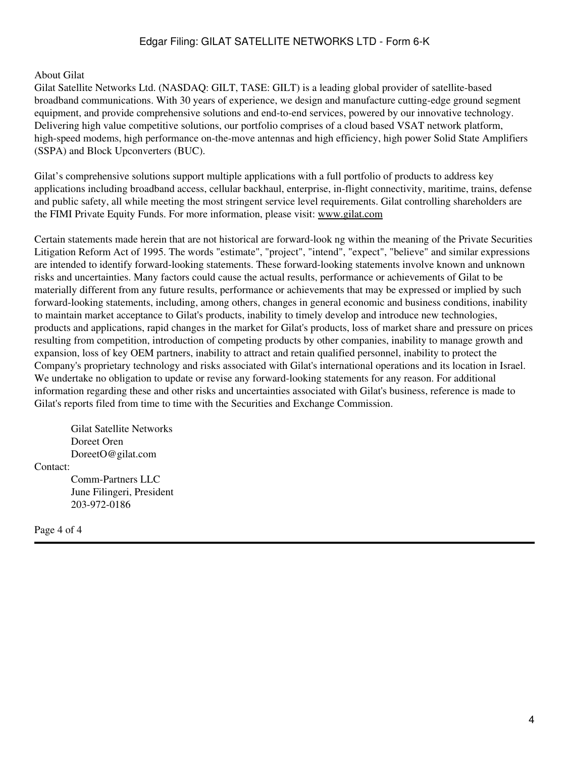About Gilat

Gilat Satellite Networks Ltd. (NASDAQ: GILT, TASE: GILT) is a leading global provider of satellite-based broadband communications. With 30 years of experience, we design and manufacture cutting-edge ground segment equipment, and provide comprehensive solutions and end-to-end services, powered by our innovative technology. Delivering high value competitive solutions, our portfolio comprises of a cloud based VSAT network platform, high-speed modems, high performance on-the-move antennas and high efficiency, high power Solid State Amplifiers (SSPA) and Block Upconverters (BUC).

Gilat's comprehensive solutions support multiple applications with a full portfolio of products to address key applications including broadband access, cellular backhaul, enterprise, in-flight connectivity, maritime, trains, defense and public safety, all while meeting the most stringent service level requirements. Gilat controlling shareholders are the FIMI Private Equity Funds. For more information, please visit: www.gilat.com

Certain statements made herein that are not historical are forward-look ng within the meaning of the Private Securities Litigation Reform Act of 1995. The words "estimate", "project", "intend", "expect", "believe" and similar expressions are intended to identify forward-looking statements. These forward-looking statements involve known and unknown risks and uncertainties. Many factors could cause the actual results, performance or achievements of Gilat to be materially different from any future results, performance or achievements that may be expressed or implied by such forward-looking statements, including, among others, changes in general economic and business conditions, inability to maintain market acceptance to Gilat's products, inability to timely develop and introduce new technologies, products and applications, rapid changes in the market for Gilat's products, loss of market share and pressure on prices resulting from competition, introduction of competing products by other companies, inability to manage growth and expansion, loss of key OEM partners, inability to attract and retain qualified personnel, inability to protect the Company's proprietary technology and risks associated with Gilat's international operations and its location in Israel. We undertake no obligation to update or revise any forward-looking statements for any reason. For additional information regarding these and other risks and uncertainties associated with Gilat's business, reference is made to Gilat's reports filed from time to time with the Securities and Exchange Commission.

Contact:

Gilat Satellite Networks
Doreet Oren
DoreetO@gilat.com

Comm-Partners LLC
June Filingeri, President
203-972-0186